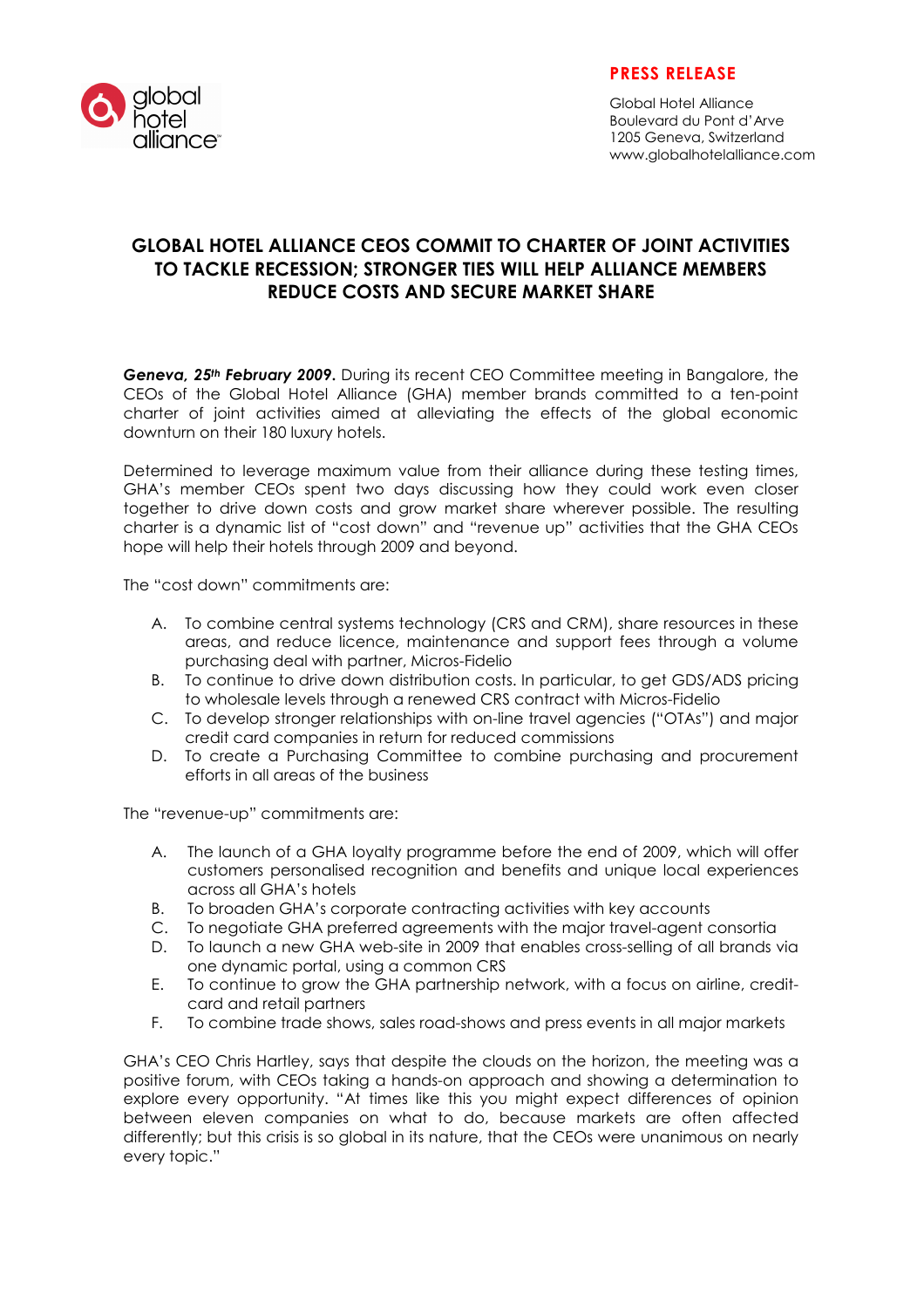**PRESS RELEASE**

Global Hotel Alliance
Boulevard du Pont d'Arve
1205 Geneva, Switzerland
www.globalhotelalliance.com

# GLOBAL HOTEL ALLIANCE CEOS COMMIT TO CHARTER OF JOINT ACTIVITIES TO TACKLE RECESSION; STRONGER TIES WILL HELP ALLIANCE MEMBERS REDUCE COSTS AND SECURE MARKET SHARE

***Geneva, 25th February 2009.*** During its recent CEO Committee meeting in Bangalore, the CEOs of the Global Hotel Alliance (GHA) member brands committed to a ten-point charter of joint activities aimed at alleviating the effects of the global economic downturn on their 180 luxury hotels.

Determined to leverage maximum value from their alliance during these testing times, GHA's member CEOs spent two days discussing how they could work even closer together to drive down costs and grow market share wherever possible. The resulting charter is a dynamic list of "cost down" and "revenue up" activities that the GHA CEOs hope will help their hotels through 2009 and beyond.

The "cost down" commitments are:

A. To combine central systems technology (CRS and CRM), share resources in these areas, and reduce licence, maintenance and support fees through a volume purchasing deal with partner, Micros-Fidelio
B. To continue to drive down distribution costs. In particular, to get GDS/ADS pricing to wholesale levels through a renewed CRS contract with Micros-Fidelio
C. To develop stronger relationships with on-line travel agencies ("OTAs") and major credit card companies in return for reduced commissions
D. To create a Purchasing Committee to combine purchasing and procurement efforts in all areas of the business

The "revenue-up" commitments are:

A. The launch of a GHA loyalty programme before the end of 2009, which will offer customers personalised recognition and benefits and unique local experiences across all GHA's hotels
B. To broaden GHA's corporate contracting activities with key accounts
C. To negotiate GHA preferred agreements with the major travel-agent consortia
D. To launch a new GHA web-site in 2009 that enables cross-selling of all brands via one dynamic portal, using a common CRS
E. To continue to grow the GHA partnership network, with a focus on airline, credit-card and retail partners
F. To combine trade shows, sales road-shows and press events in all major markets

GHA's CEO Chris Hartley, says that despite the clouds on the horizon, the meeting was a positive forum, with CEOs taking a hands-on approach and showing a determination to explore every opportunity. "At times like this you might expect differences of opinion between eleven companies on what to do, because markets are often affected differently; but this crisis is so global in its nature, that the CEOs were unanimous on nearly every topic."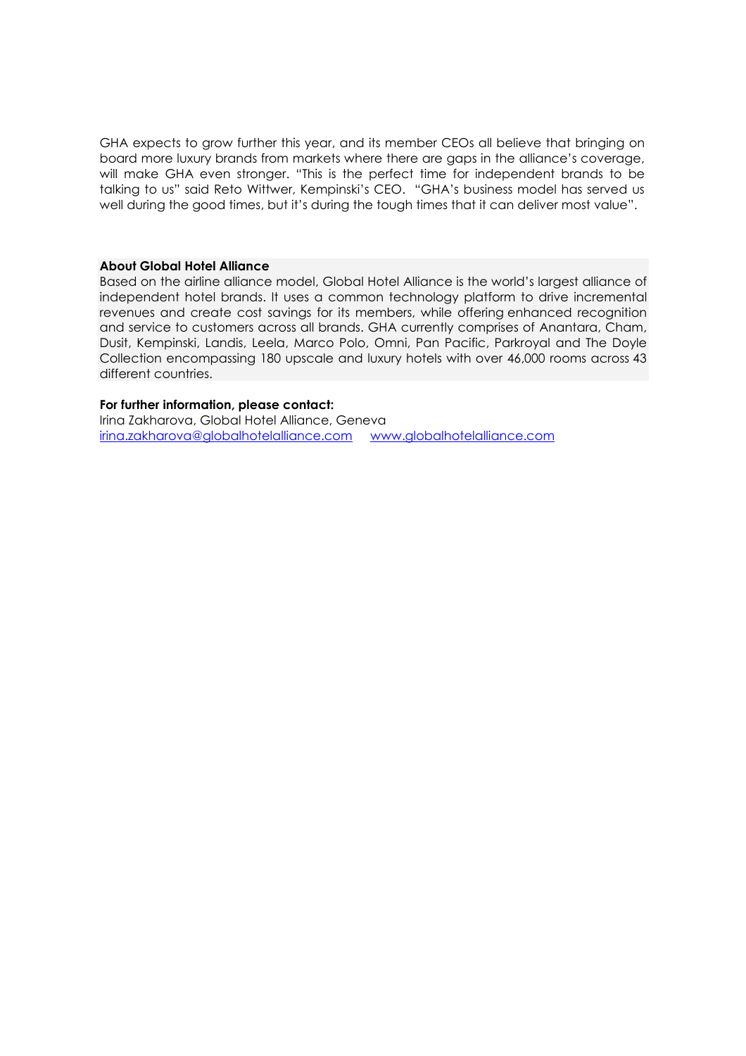GHA expects to grow further this year, and its member CEOs all believe that bringing on board more luxury brands from markets where there are gaps in the alliance's coverage, will make GHA even stronger. "This is the perfect time for independent brands to be talking to us" said Reto Wittwer, Kempinski's CEO. "GHA's business model has served us well during the good times, but it's during the tough times that it can deliver most value".

**About Global Hotel Alliance**

Based on the airline alliance model, Global Hotel Alliance is the world's largest alliance of independent hotel brands. It uses a common technology platform to drive incremental revenues and create cost savings for its members, while offering enhanced recognition and service to customers across all brands. GHA currently comprises of Anantara, Cham, Dusit, Kempinski, Landis, Leela, Marco Polo, Omni, Pan Pacific, Parkroyal and The Doyle Collection encompassing 180 upscale and luxury hotels with over 46,000 rooms across 43 different countries.

**For further information, please contact:**

Irina Zakharova, Global Hotel Alliance, Geneva
irina.zakharova@globalhotelalliance.com www.globalhotelalliance.com